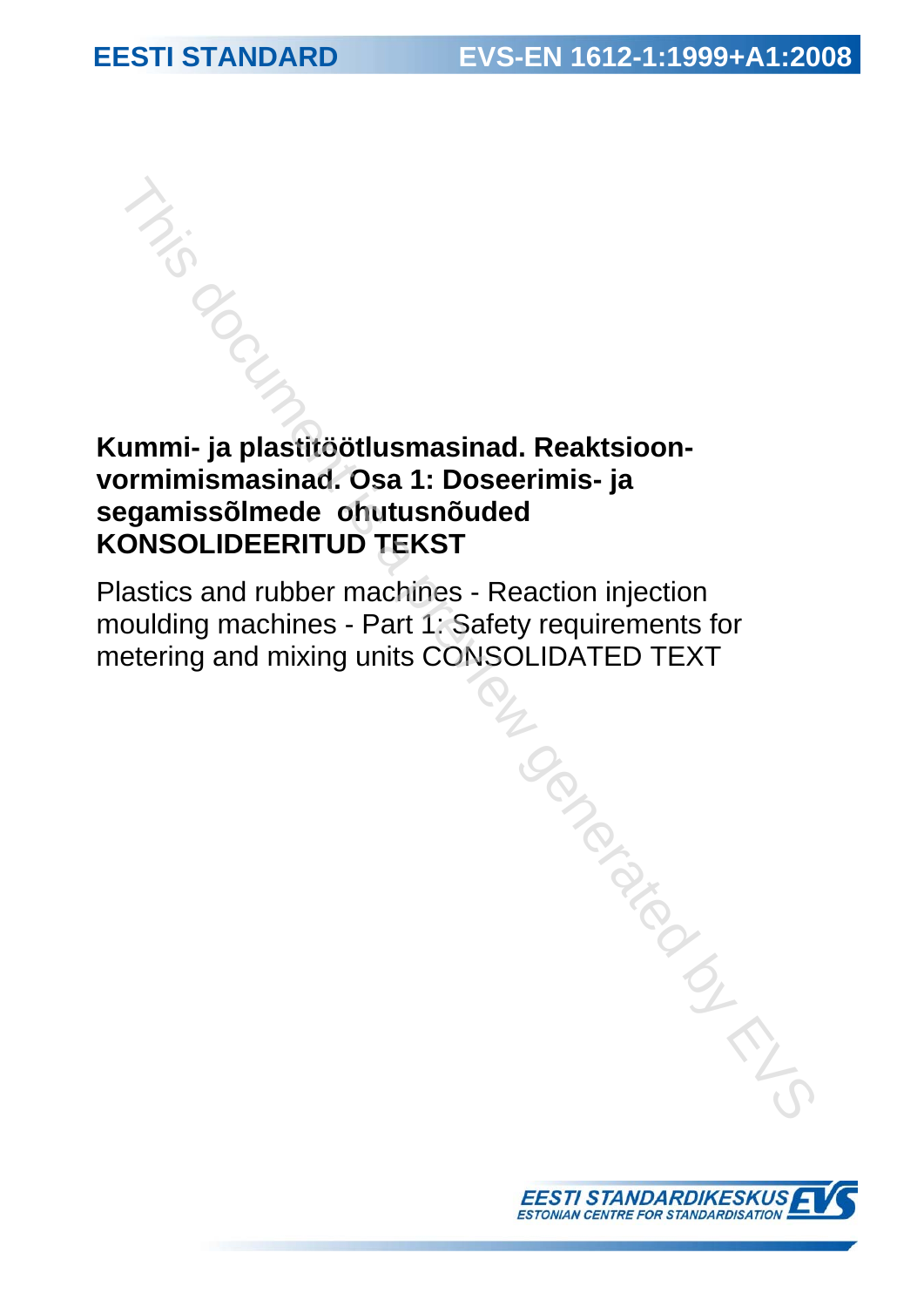EESTI STANDARD EVS-EN 1612-1:1999+A1:2008

# Kummi- ja plastitöötlusmasinad. Reaktsioonvormimismasinad. Osa 1: Doseerimis- ja segamissõlmede ohutusnõuded KONSOLIDEERITUD TEKST

Plastics and rubber machines - Reaction injection moulding machines - Part 1: Safety requirements for metering and mixing units CONSOLIDATED TEXT

EESTI STANDARDIKESKUS
ESTONIAN CENTRE FOR STANDARDISATION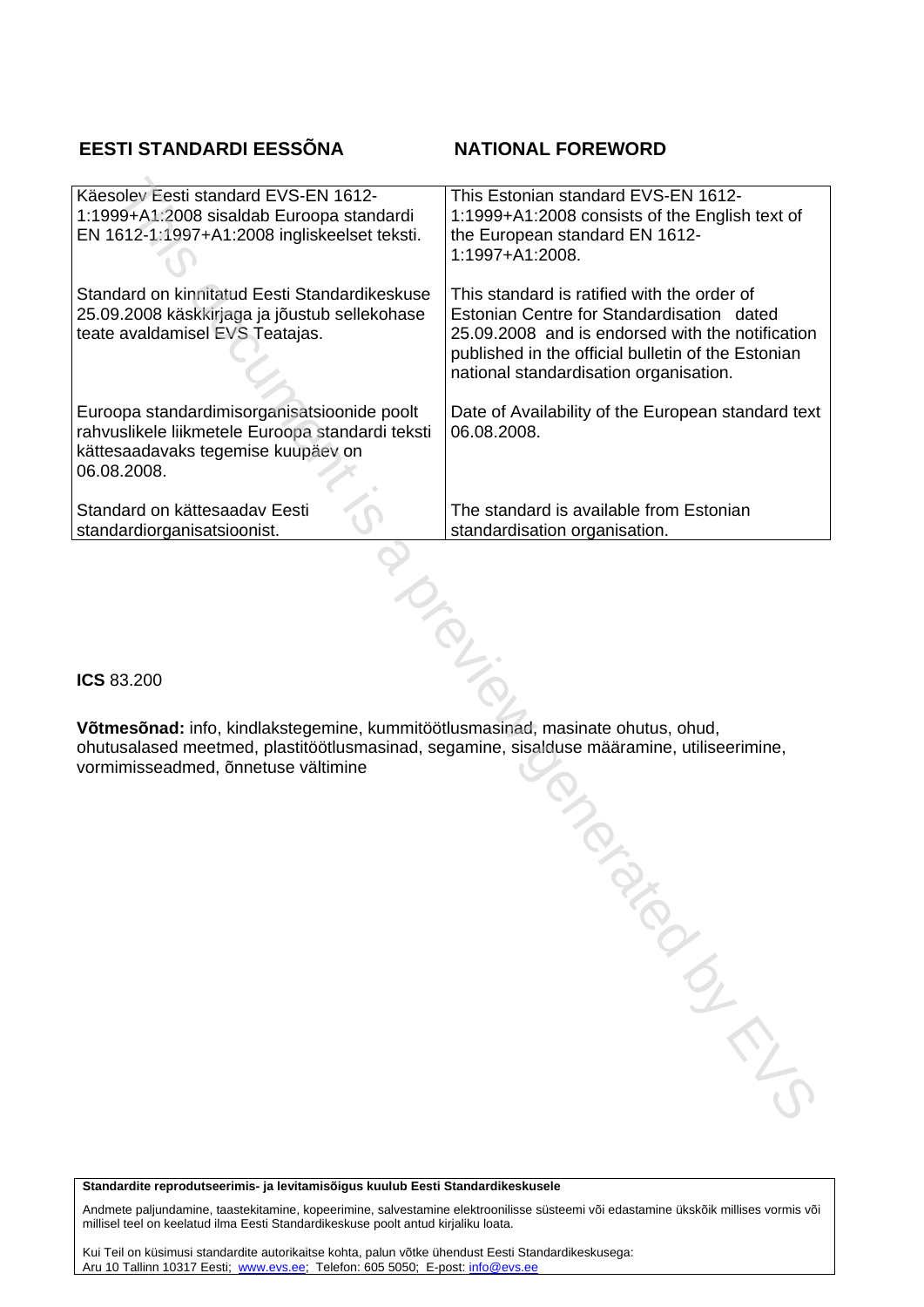## EESTI STANDARDI EESSÕNA

## NATIONAL FOREWORD

| Käesolev Eesti standard EVS-EN 1612-1:1999+A1:2008 sisaldab Euroopa standardi EN 1612-1:1997+A1:2008 ingliskeelset teksti. | This Estonian standard EVS-EN 1612-1:1999+A1:2008 consists of the English text of the European standard EN 1612-1:1997+A1:2008. |
|---|---|
| Standard on kinnitatud Eesti Standardikeskuse 25.09.2008 käskkirjaga ja jõustub sellekohase teate avaldamisel EVS Teatajas. | This standard is ratified with the order of Estonian Centre for Standardisation dated 25.09.2008 and is endorsed with the notification published in the official bulletin of the Estonian national standardisation organisation. |
| Euroopa standardimisorganisatsioonide poolt rahvuslikele liikmetele Euroopa standardi teksti kättesaadavaks tegemise kuupäev on 06.08.2008. | Date of Availability of the European standard text 06.08.2008. |
| Standard on kättesaadav Eesti standardiorganisatsioonist. | The standard is available from Estonian standardisation organisation. |

**ICS** 83.200

**Võtmesõnad:** info, kindlakstegemine, kummitöötlusmasinad, masinate ohutus, ohud, ohutusalased meetmed, plastitöötlusmasinad, segamine, sisalduse määramine, utiliseerimine, vormimisseadmed, õnnetuse vältimine

**Standardite reprodutseerimis- ja levitamisõigus kuulub Eesti Standardikeskusele**

Andmete paljundamine, taastekitamine, kopeerimine, salvestamine elektroonilisse süsteemi või edastamine ükskõik millises vormis või millisel teel on keelatud ilma Eesti Standardikeskuse poolt antud kirjaliku loata.

Kui Teil on küsimusi standardite autorikaitse kohta, palun võtke ühendust Eesti Standardikeskusega:
Aru 10 Tallinn 10317 Eesti; www.evs.ee; Telefon: 605 5050; E-post: info@evs.ee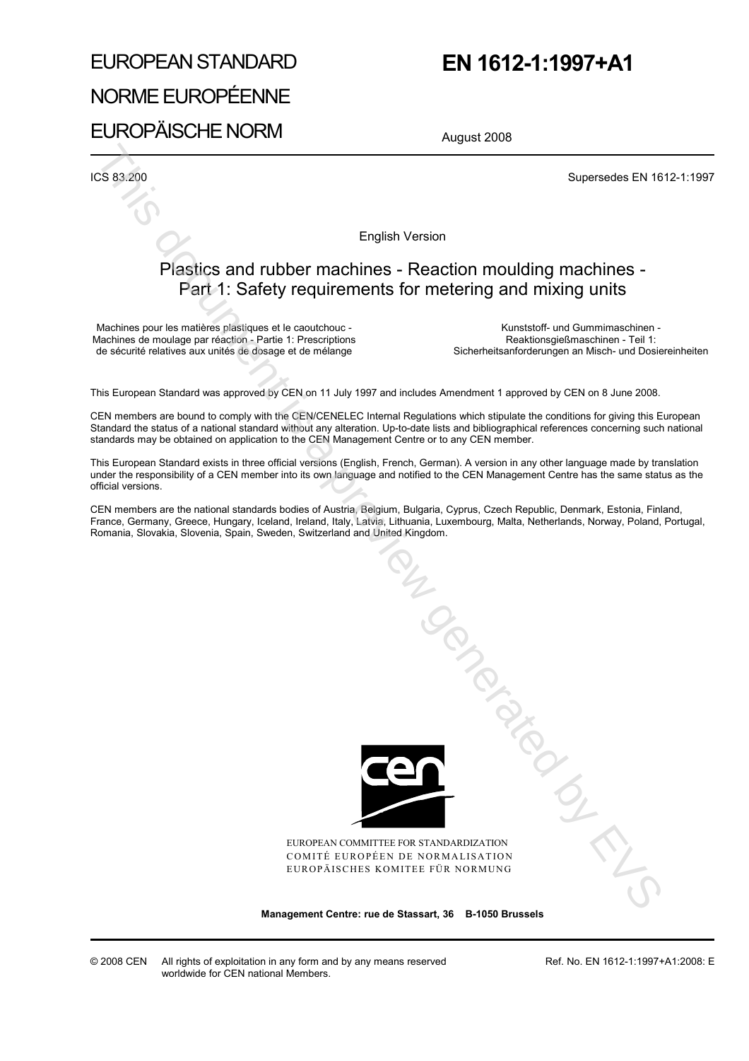# EUROPEAN STANDARD

# NORME EUROPÉENNE

# EUROPÄISCHE NORM

# EN 1612-1:1997+A1

August 2008

ICS 83.200

Supersedes EN 1612-1:1997

English Version

## Plastics and rubber machines - Reaction moulding machines - Part 1: Safety requirements for metering and mixing units

Machines pour les matières plastiques et le caoutchouc - Machines de moulage par réaction - Partie 1: Prescriptions de sécurité relatives aux unités de dosage et de mélange

Kunststoff- und Gummimaschinen - Reaktionsgießmaschinen - Teil 1: Sicherheitsanforderungen an Misch- und Dosiereinheiten

This European Standard was approved by CEN on 11 July 1997 and includes Amendment 1 approved by CEN on 8 June 2008.

CEN members are bound to comply with the CEN/CENELEC Internal Regulations which stipulate the conditions for giving this European Standard the status of a national standard without any alteration. Up-to-date lists and bibliographical references concerning such national standards may be obtained on application to the CEN Management Centre or to any CEN member.

This European Standard exists in three official versions (English, French, German). A version in any other language made by translation under the responsibility of a CEN member into its own language and notified to the CEN Management Centre has the same status as the official versions.

CEN members are the national standards bodies of Austria, Belgium, Bulgaria, Cyprus, Czech Republic, Denmark, Estonia, Finland, France, Germany, Greece, Hungary, Iceland, Ireland, Italy, Latvia, Lithuania, Luxembourg, Malta, Netherlands, Norway, Poland, Portugal, Romania, Slovakia, Slovenia, Spain, Sweden, Switzerland and United Kingdom.

EUROPEAN COMMITTEE FOR STANDARDIZATION
COMITÉ EUROPÉEN DE NORMALISATION
EUROPÄISCHES KOMITEE FÜR NORMUNG

**Management Centre: rue de Stassart, 36 B-1050 Brussels**

© 2008 CEN All rights of exploitation in any form and by any means reserved worldwide for CEN national Members.

Ref. No. EN 1612-1:1997+A1:2008: E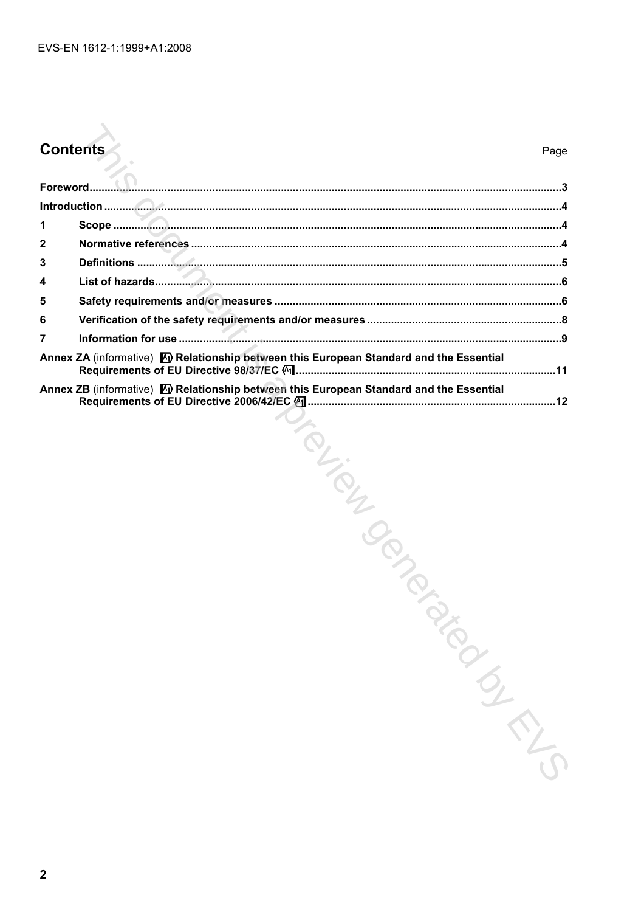## Contents

| | | Page |
|---|---|---|
| **Foreword** | | 3 |
| **Introduction** | | 4 |
| **1** | **Scope** | 4 |
| **2** | **Normative references** | 4 |
| **3** | **Definitions** | 5 |
| **4** | **List of hazards** | 6 |
| **5** | **Safety requirements and/or measures** | 6 |
| **6** | **Verification of the safety requirements and/or measures** | 8 |
| **7** | **Information for use** | 9 |
| **Annex ZA** (informative) **A1) Relationship between this European Standard and the Essential Requirements of EU Directive 98/37/EC (A1** | | 11 |
| **Annex ZB** (informative) **A1) Relationship between this European Standard and the Essential Requirements of EU Directive 2006/42/EC (A1** | | 12 |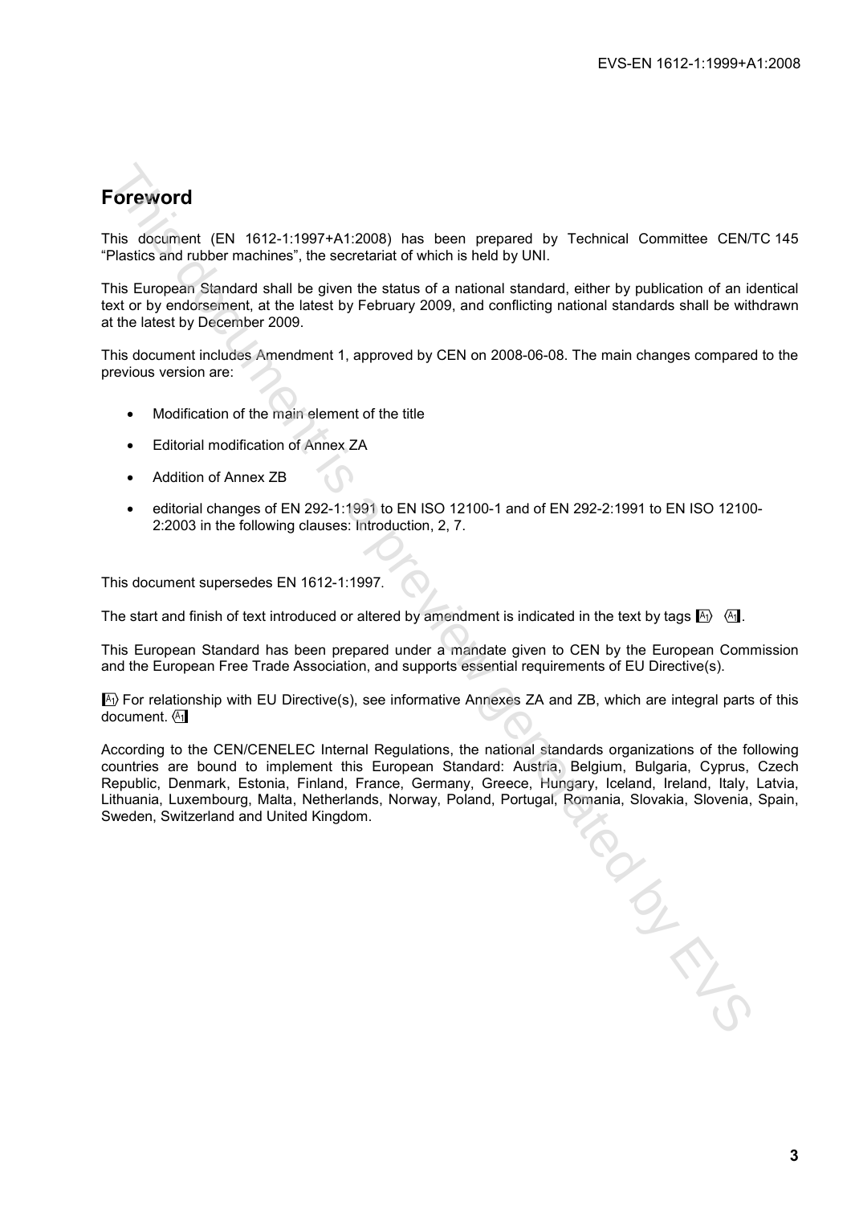## Foreword

This document (EN 1612-1:1997+A1:2008) has been prepared by Technical Committee CEN/TC 145 "Plastics and rubber machines", the secretariat of which is held by UNI.

This European Standard shall be given the status of a national standard, either by publication of an identical text or by endorsement, at the latest by February 2009, and conflicting national standards shall be withdrawn at the latest by December 2009.

This document includes Amendment 1, approved by CEN on 2008-06-08. The main changes compared to the previous version are:

- Modification of the main element of the title
- Editorial modification of Annex ZA
- Addition of Annex ZB
- editorial changes of EN 292-1:1991 to EN ISO 12100-1 and of EN 292-2:1991 to EN ISO 12100-2:2003 in the following clauses: Introduction, 2, 7.

This document supersedes EN 1612-1:1997.

The start and finish of text introduced or altered by amendment is indicated in the text by tags [A1⟩ ⟨A1].

This European Standard has been prepared under a mandate given to CEN by the European Commission and the European Free Trade Association, and supports essential requirements of EU Directive(s).

[A1⟩ For relationship with EU Directive(s), see informative Annexes ZA and ZB, which are integral parts of this document. ⟨A1]

According to the CEN/CENELEC Internal Regulations, the national standards organizations of the following countries are bound to implement this European Standard: Austria, Belgium, Bulgaria, Cyprus, Czech Republic, Denmark, Estonia, Finland, France, Germany, Greece, Hungary, Iceland, Ireland, Italy, Latvia, Lithuania, Luxembourg, Malta, Netherlands, Norway, Poland, Portugal, Romania, Slovakia, Slovenia, Spain, Sweden, Switzerland and United Kingdom.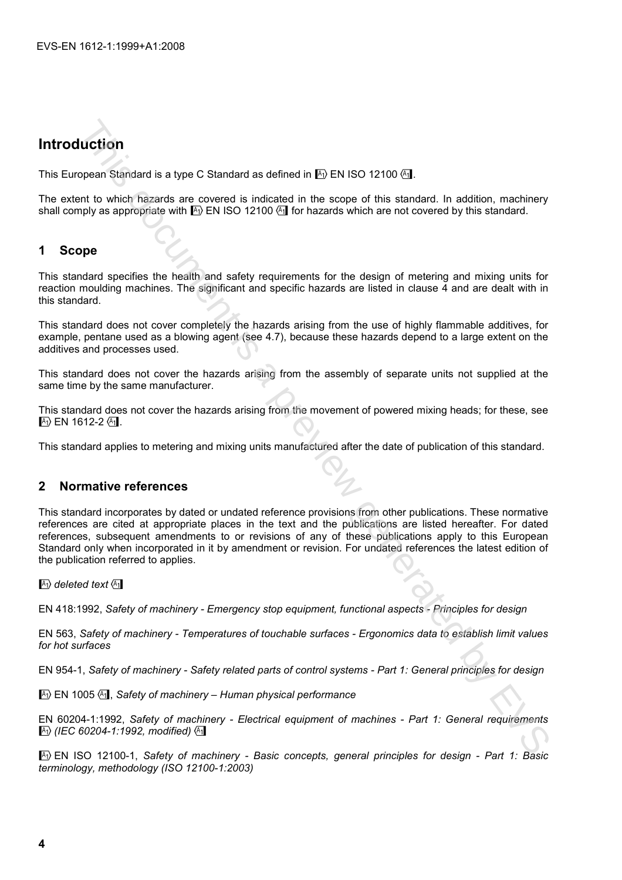## Introduction

This European Standard is a type C Standard as defined in A1) EN ISO 12100 (A1.

The extent to which hazards are covered is indicated in the scope of this standard. In addition, machinery shall comply as appropriate with A1) EN ISO 12100 (A1 for hazards which are not covered by this standard.

## 1 Scope

This standard specifies the health and safety requirements for the design of metering and mixing units for reaction moulding machines. The significant and specific hazards are listed in clause 4 and are dealt with in this standard.

This standard does not cover completely the hazards arising from the use of highly flammable additives, for example, pentane used as a blowing agent (see 4.7), because these hazards depend to a large extent on the additives and processes used.

This standard does not cover the hazards arising from the assembly of separate units not supplied at the same time by the same manufacturer.

This standard does not cover the hazards arising from the movement of powered mixing heads; for these, see A1) EN 1612-2 (A1.

This standard applies to metering and mixing units manufactured after the date of publication of this standard.

## 2 Normative references

This standard incorporates by dated or undated reference provisions from other publications. These normative references are cited at appropriate places in the text and the publications are listed hereafter. For dated references, subsequent amendments to or revisions of any of these publications apply to this European Standard only when incorporated in it by amendment or revision. For undated references the latest edition of the publication referred to applies.

A1) *deleted text* (A1

EN 418:1992, *Safety of machinery - Emergency stop equipment, functional aspects - Principles for design*

EN 563, *Safety of machinery - Temperatures of touchable surfaces - Ergonomics data to establish limit values for hot surfaces*

EN 954-1, *Safety of machinery - Safety related parts of control systems - Part 1: General principles for design*

A1) EN 1005 (A1, *Safety of machinery – Human physical performance*

EN 60204-1:1992, *Safety of machinery - Electrical equipment of machines - Part 1: General requirements* A1) *(IEC 60204-1:1992, modified)* (A1

A1) EN ISO 12100-1, *Safety of machinery - Basic concepts, general principles for design - Part 1: Basic terminology, methodology (ISO 12100-1:2003)*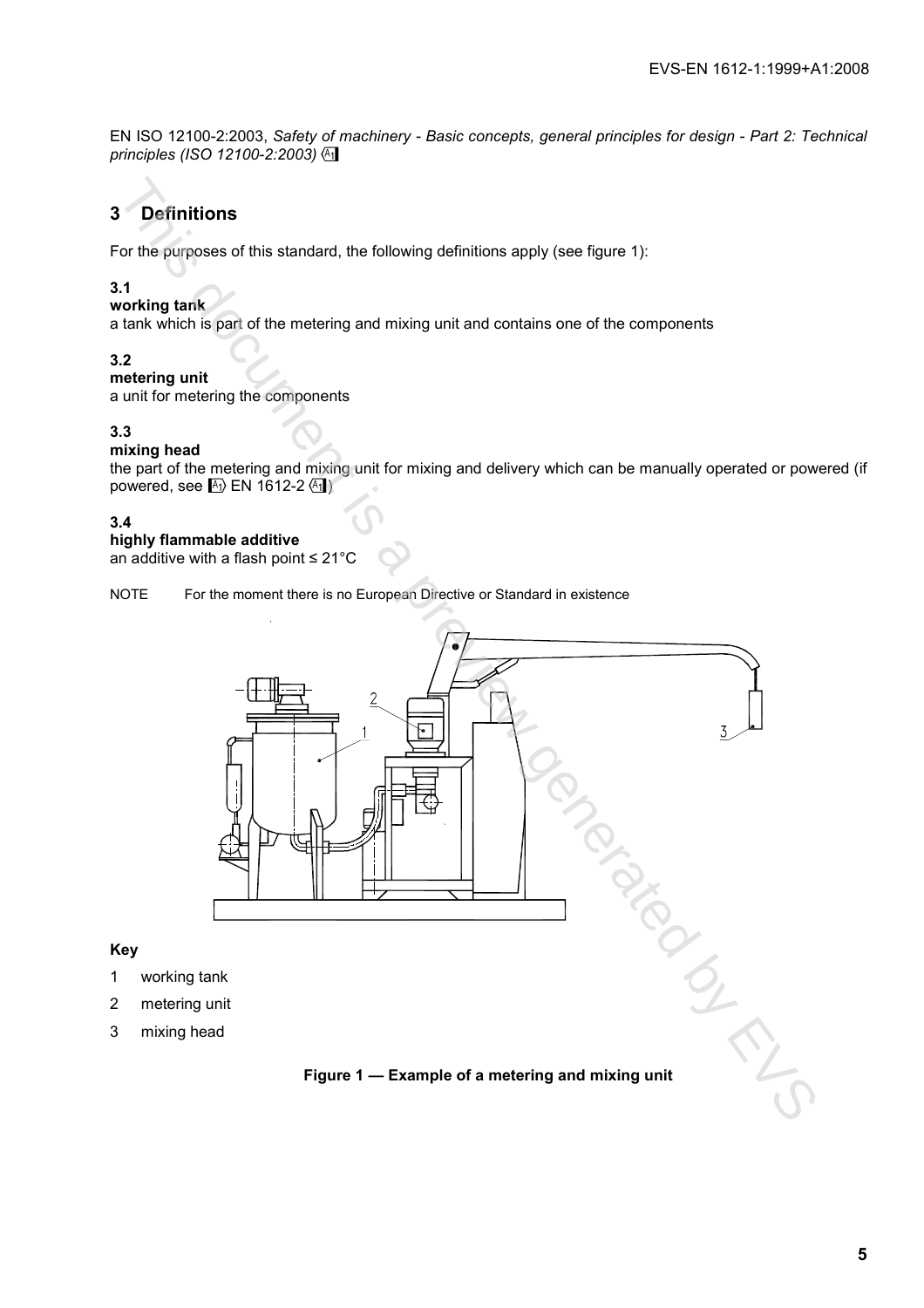EN ISO 12100-2:2003, *Safety of machinery - Basic concepts, general principles for design - Part 2: Technical principles (ISO 12100-2:2003)* ⟨A1⟩

## 3 Definitions

For the purposes of this standard, the following definitions apply (see figure 1):

**3.1**
**working tank**
a tank which is part of the metering and mixing unit and contains one of the components

**3.2**
**metering unit**
a unit for metering the components

**3.3**
**mixing head**
the part of the metering and mixing unit for mixing and delivery which can be manually operated or powered (if powered, see ⟨A1⟩ EN 1612-2 ⟨A1⟩)

**3.4**
**highly flammable additive**
an additive with a flash point ≤ 21°C

NOTE For the moment there is no European Directive or Standard in existence

1
2
3

**Key**

1 working tank

2 metering unit

3 mixing head

**Figure 1 — Example of a metering and mixing unit**